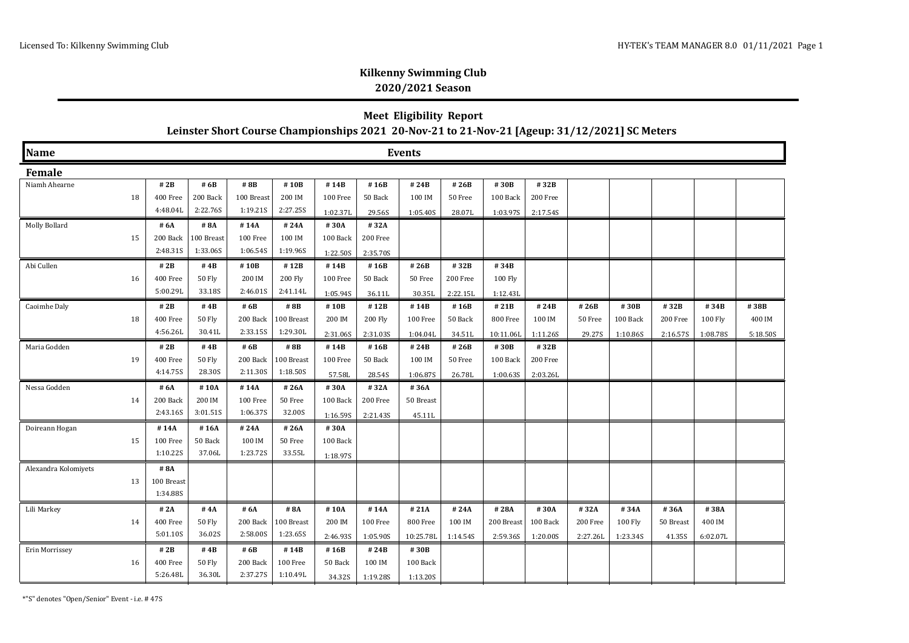## Kilkenny Swimming Club

### 2020/2021 Season

### Meet Eligibility Report

### Leinster Short Course Championships 2021 20-Nov-21 to 21-Nov-21 [Ageup: 31/12/2021] SC Meters

| Name | Events | | | | | | | | | | | | | | |
|---|---|---|---|---|---|---|---|---|---|---|---|---|---|---|---|
| **Female** | | | | | | | | | | | | | | | |
| Niamh Ahearne 18 | #2B 400 Free 4:48.04L | #6B 200 Back 2:22.76S | #8B 100 Breast 1:19.21S | #10B 200 IM 2:27.25S | #14B 100 Free 1:02.37L | #16B 50 Back 29.56S | #24B 100 IM 1:05.40S | #26B 50 Free 28.07L | #30B 100 Back 1:03.97S | #32B 200 Free 2:17.54S | | | | | |
| Molly Bollard 15 | #6A 200 Back 2:48.31S | #8A 100 Breast 1:33.06S | #14A 100 Free 1:06.54S | #24A 100 IM 1:19.96S | #30A 100 Back 1:22.50S | #32A 200 Free 2:35.70S | | | | | | | | | |
| Abi Cullen 16 | #2B 400 Free 5:00.29L | #4B 50 Fly 33.18S | #10B 200 IM 2:46.01S | #12B 200 Fly 2:41.14L | #14B 100 Free 1:05.94S | #16B 50 Back 36.11L | #26B 50 Free 30.35L | #32B 200 Free 2:22.15L | #34B 100 Fly 1:12.43L | | | | | | |
| Caoimhe Daly 18 | #2B 400 Free 4:56.26L | #4B 50 Fly 30.41L | #6B 200 Back 2:33.15S | #8B 100 Breast 1:29.30L | #10B 200 IM 2:31.06S | #12B 200 Fly 2:31.03S | #14B 100 Free 1:04.04L | #16B 50 Back 34.51L | #21B 800 Free 10:11.06L | #24B 100 IM 1:11.26S | #26B 50 Free 29.27S | #30B 100 Back 1:10.86S | #32B 200 Free 2:16.57S | #34B 100 Fly 1:08.78S | #38B 400 IM 5:18.50S |
| Maria Godden 19 | #2B 400 Free 4:14.75S | #4B 50 Fly 28.30S | #6B 200 Back 2:11.30S | #8B 100 Breast 1:18.50S | #14B 100 Free 57.58L | #16B 50 Back 28.54S | #24B 100 IM 1:06.87S | #26B 50 Free 26.78L | #30B 100 Back 1:00.63S | #32B 200 Free 2:03.26L | | | | | |
| Nessa Godden 14 | #6A 200 Back 2:43.16S | #10A 200 IM 3:01.51S | #14A 100 Free 1:06.37S | #26A 50 Free 32.00S | #30A 100 Back 1:16.59S | #32A 200 Free 2:21.43S | #36A 50 Breast 45.11L | | | | | | | | |
| Doireann Hogan 15 | #14A 100 Free 1:10.22S | #16A 50 Back 37.06L | #24A 100 IM 1:23.72S | #26A 50 Free 33.55L | #30A 100 Back 1:18.97S | | | | | | | | | | |
| Alexandra Kolomiyets 13 | #8A 100 Breast 1:34.88S | | | | | | | | | | | | | | |
| Lili Markey 14 | #2A 400 Free 5:01.10S | #4A 50 Fly 36.02S | #6A 200 Back 2:58.00S | #8A 100 Breast 1:23.65S | #10A 200 IM 2:46.93S | #14A 100 Free 1:05.90S | #21A 800 Free 10:25.78L | #24A 100 IM 1:14.54S | #28A 200 Breast 2:59.36S | #30A 100 Back 1:20.00S | #32A 200 Free 2:27.26L | #34A 100 Fly 1:23.34S | #36A 50 Breast 41.35S | #38A 400 IM 6:02.07L | |
| Erin Morrissey 16 | #2B 400 Free 5:26.48L | #4B 50 Fly 36.30L | #6B 200 Back 2:37.27S | #14B 100 Free 1:10.49L | #16B 50 Back 34.32S | #24B 100 IM 1:19.28S | #30B 100 Back 1:13.20S | | | | | | | | |

*"S" denotes "Open/Senior" Event - i.e. # 47S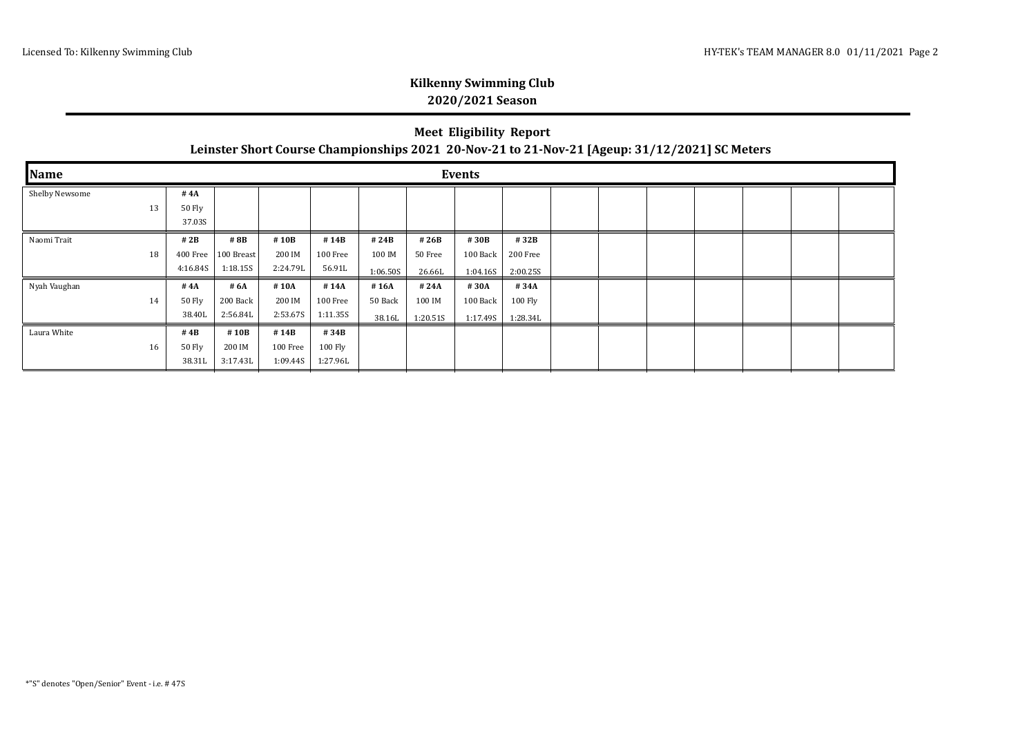## Kilkenny Swimming Club

## 2020/2021 Season

### Meet Eligibility Report

### Leinster Short Course Championships 2021 20-Nov-21 to 21-Nov-21 [Ageup: 31/12/2021] SC Meters

| Name | Age | Events | | | | | | | |
|---|---|---|---|---|---|---|---|---|---|
| Shelby Newsome | 13 | # 4A<br>50 Fly<br>37.03S | | | | | | | |
| Naomi Trait | 18 | # 2B<br>400 Free<br>4:16.84S | # 8B<br>100 Breast<br>1:18.15S | # 10B<br>200 IM<br>2:24.79L | # 14B<br>100 Free<br>56.91L | # 24B<br>100 IM<br>1:06.50S | # 26B<br>50 Free<br>26.66L | # 30B<br>100 Back<br>1:04.16S | # 32B<br>200 Free<br>2:00.25S |
| Nyah Vaughan | 14 | # 4A<br>50 Fly<br>38.40L | # 6A<br>200 Back<br>2:56.84L | # 10A<br>200 IM<br>2:53.67S | # 14A<br>100 Free<br>1:11.35S | # 16A<br>50 Back<br>38.16L | # 24A<br>100 IM<br>1:20.51S | # 30A<br>100 Back<br>1:17.49S | # 34A<br>100 Fly<br>1:28.34L |
| Laura White | 16 | # 4B<br>50 Fly<br>38.31L | # 10B<br>200 IM<br>3:17.43L | # 14B<br>100 Free<br>1:09.44S | # 34B<br>100 Fly<br>1:27.96L | | | | |

*"S" denotes "Open/Senior" Event - i.e. # 47S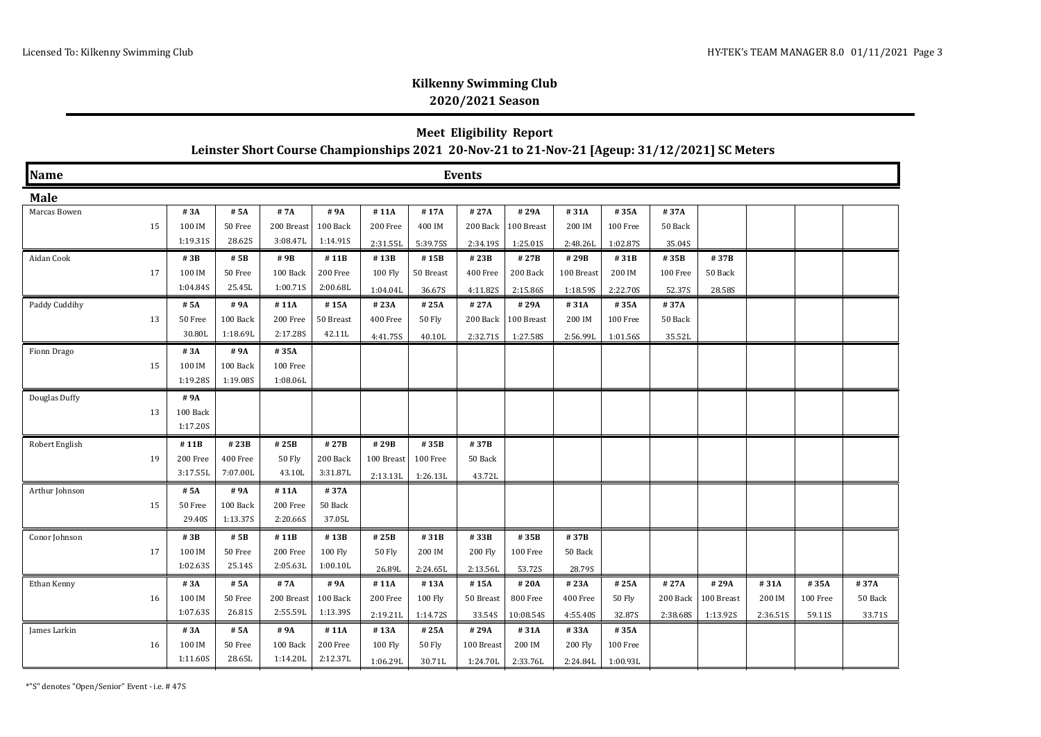## Kilkenny Swimming Club

### 2020/2021 Season

### Meet Eligibility Report

### Leinster Short Course Championships 2021 20-Nov-21 to 21-Nov-21 [Ageup: 31/12/2021] SC Meters

| Name | Events | | | | | | | | | | | | | | |
|---|---|---|---|---|---|---|---|---|---|---|---|---|---|---|---|
| **Male** | | | | | | | | | | | | | | | |
| Marcas Bowen | #3A | #5A | #7A | #9A | #11A | #17A | #27A | #29A | #31A | #35A | #37A | | | | |
| 15 | 100 IM | 50 Free | 200 Breast | 100 Back | 200 Free | 400 IM | 200 Back | 100 Breast | 200 IM | 100 Free | 50 Back | | | | |
| | 1:19.31S | 28.62S | 3:08.47L | 1:14.91S | 2:31.55L | 5:39.75S | 2:34.19S | 1:25.01S | 2:48.26L | 1:02.87S | 35.04S | | | | |
| Aidan Cook | #3B | #5B | #9B | #11B | #13B | #15B | #23B | #27B | #29B | #31B | #35B | #37B | | | |
| 17 | 100 IM | 50 Free | 100 Back | 200 Free | 100 Fly | 50 Breast | 400 Free | 200 Back | 100 Breast | 200 IM | 100 Free | 50 Back | | | |
| | 1:04.84S | 25.45L | 1:00.71S | 2:00.68L | 1:04.04L | 36.67S | 4:11.82S | 2:15.86S | 1:18.59S | 2:22.70S | 52.37S | 28.58S | | | |
| Paddy Cuddihy | #5A | #9A | #11A | #15A | #23A | #25A | #27A | #29A | #31A | #35A | #37A | | | | |
| 13 | 50 Free | 100 Back | 200 Free | 50 Breast | 400 Free | 50 Fly | 200 Back | 100 Breast | 200 IM | 100 Free | 50 Back | | | | |
| | 30.80L | 1:18.69L | 2:17.28S | 42.11L | 4:41.75S | 40.10L | 2:32.71S | 1:27.58S | 2:56.99L | 1:01.56S | 35.52L | | | | |
| Fionn Drago | #3A | #9A | #35A | | | | | | | | | | | | |
| 15 | 100 IM | 100 Back | 100 Free | | | | | | | | | | | | |
| | 1:19.28S | 1:19.08S | 1:08.06L | | | | | | | | | | | | |
| Douglas Duffy | #9A | | | | | | | | | | | | | | |
| 13 | 100 Back | | | | | | | | | | | | | | |
| | 1:17.20S | | | | | | | | | | | | | | |
| Robert English | #11B | #23B | #25B | #27B | #29B | #35B | #37B | | | | | | | | |
| 19 | 200 Free | 400 Free | 50 Fly | 200 Back | 100 Breast | 100 Free | 50 Back | | | | | | | | |
| | 3:17.55L | 7:07.00L | 43.10L | 3:31.87L | 2:13.13L | 1:26.13L | 43.72L | | | | | | | | |
| Arthur Johnson | #5A | #9A | #11A | #37A | | | | | | | | | | | |
| 15 | 50 Free | 100 Back | 200 Free | 50 Back | | | | | | | | | | | |
| | 29.40S | 1:13.37S | 2:20.66S | 37.05L | | | | | | | | | | | |
| Conor Johnson | #3B | #5B | #11B | #13B | #25B | #31B | #33B | #35B | #37B | | | | | | |
| 17 | 100 IM | 50 Free | 200 Free | 100 Fly | 50 Fly | 200 IM | 200 Fly | 100 Free | 50 Back | | | | | | |
| | 1:02.63S | 25.14S | 2:05.63L | 1:00.10L | 26.89L | 2:24.65L | 2:13.56L | 53.72S | 28.79S | | | | | | |
| Ethan Kenny | #3A | #5A | #7A | #9A | #11A | #13A | #15A | #20A | #23A | #25A | #27A | #29A | #31A | #35A | #37A |
| 16 | 100 IM | 50 Free | 200 Breast | 100 Back | 200 Free | 100 Fly | 50 Breast | 800 Free | 400 Free | 50 Fly | 200 Back | 100 Breast | 200 IM | 100 Free | 50 Back |
| | 1:07.63S | 26.81S | 2:55.59L | 1:13.39S | 2:19.21L | 1:14.72S | 33.54S | 10:08.54S | 4:55.40S | 32.87S | 2:38.68S | 1:13.92S | 2:36.51S | 59.11S | 33.71S |
| James Larkin | #3A | #5A | #9A | #11A | #13A | #25A | #29A | #31A | #33A | #35A | | | | | |
| 16 | 100 IM | 50 Free | 100 Back | 200 Free | 100 Fly | 50 Fly | 100 Breast | 200 IM | 200 Fly | 100 Free | | | | | |
| | 1:11.60S | 28.65L | 1:14.20L | 2:12.37L | 1:06.29L | 30.71L | 1:24.70L | 2:33.76L | 2:24.84L | 1:00.93L | | | | | |

*"S" denotes "Open/Senior" Event - i.e. # 47S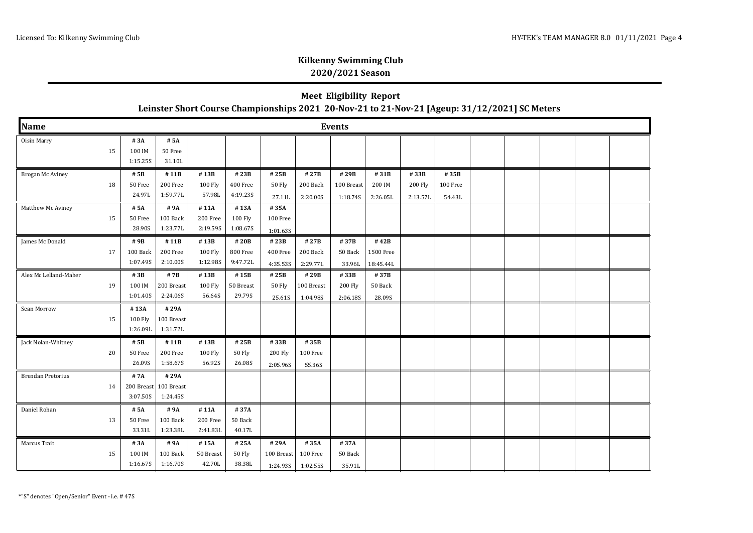## Kilkenny Swimming Club

### 2020/2021 Season

### Meet Eligibility Report

### Leinster Short Course Championships 2021 20-Nov-21 to 21-Nov-21 [Ageup: 31/12/2021] SC Meters

| Name | Age | Events | | | | | | | | | |
|---|---|---|---|---|---|---|---|---|---|---|---|
| Oisin Marry | 15 | # 3A<br>100 IM<br>1:15.25S | # 5A<br>50 Free<br>31.10L | | | | | | | | |
| Brogan Mc Aviney | 18 | # 5B<br>50 Free<br>24.97L | # 11B<br>200 Free<br>1:59.77L | # 13B<br>100 Fly<br>57.98L | # 23B<br>400 Free<br>4:19.23S | # 25B<br>50 Fly<br>27.11L | # 27B<br>200 Back<br>2:20.00S | # 29B<br>100 Breast<br>1:18.74S | # 31B<br>200 IM<br>2:26.05L | # 33B<br>200 Fly<br>2:13.57L | # 35B<br>100 Free<br>54.43L |
| Matthew Mc Aviney | 15 | # 5A<br>50 Free<br>28.90S | # 9A<br>100 Back<br>1:23.77L | # 11A<br>200 Free<br>2:19.59S | # 13A<br>100 Fly<br>1:08.67S | # 35A<br>100 Free<br>1:01.63S | | | | | |
| James Mc Donald | 17 | # 9B<br>100 Back<br>1:07.49S | # 11B<br>200 Free<br>2:10.00S | # 13B<br>100 Fly<br>1:12.98S | # 20B<br>800 Free<br>9:47.72L | # 23B<br>400 Free<br>4:35.53S | # 27B<br>200 Back<br>2:29.77L | # 37B<br>50 Back<br>33.96L | # 42B<br>1500 Free<br>18:45.44L | | |
| Alex Mc Lelland-Maher | 19 | # 3B<br>100 IM<br>1:01.40S | # 7B<br>200 Breast<br>2:24.06S | # 13B<br>100 Fly<br>56.64S | # 15B<br>50 Breast<br>29.79S | # 25B<br>50 Fly<br>25.61S | # 29B<br>100 Breast<br>1:04.98S | # 33B<br>200 Fly<br>2:06.18S | # 37B<br>50 Back<br>28.09S | | |
| Sean Morrow | 15 | # 13A<br>100 Fly<br>1:26.09L | # 29A<br>100 Breast<br>1:31.72L | | | | | | | | |
| Jack Nolan-Whitney | 20 | # 5B<br>50 Free<br>26.09S | # 11B<br>200 Free<br>1:58.67S | # 13B<br>100 Fly<br>56.92S | # 25B<br>50 Fly<br>26.08S | # 33B<br>200 Fly<br>2:05.96S | # 35B<br>100 Free<br>55.36S | | | | |
| Brendan Pretorius | 14 | # 7A<br>200 Breast<br>3:07.50S | # 29A<br>100 Breast<br>1:24.45S | | | | | | | | |
| Daniel Rohan | 13 | # 5A<br>50 Free<br>33.31L | # 9A<br>100 Back<br>1:23.38L | # 11A<br>200 Free<br>2:41.83L | # 37A<br>50 Back<br>40.17L | | | | | | |
| Marcus Trait | 15 | # 3A<br>100 IM<br>1:16.67S | # 9A<br>100 Back<br>1:16.70S | # 15A<br>50 Breast<br>42.70L | # 25A<br>50 Fly<br>38.38L | # 29A<br>100 Breast<br>1:24.93S | # 35A<br>100 Free<br>1:02.55S | # 37A<br>50 Back<br>35.91L | | | |

*"S" denotes "Open/Senior" Event - i.e. # 47S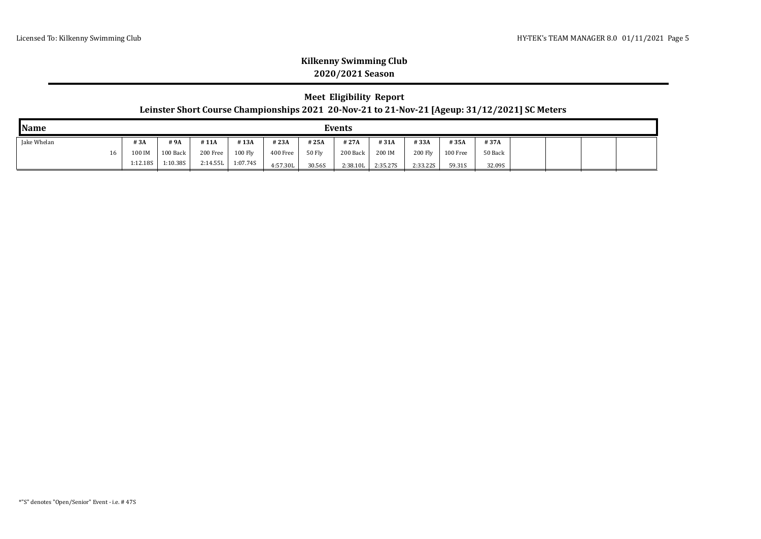# Kilkenny Swimming Club

## 2020/2021 Season

### Meet Eligibility Report

### Leinster Short Course Championships 2021 20-Nov-21 to 21-Nov-21 [Ageup: 31/12/2021] SC Meters

| Name | Events | | | | | | | | | | | | | | |
|---|---|---|---|---|---|---|---|---|---|---|---|---|---|---|---|
| Jake Whelan | # 3A | # 9A | # 11A | # 13A | # 23A | # 25A | # 27A | # 31A | # 33A | # 35A | # 37A | | | | |
| 16 | 100 IM | 100 Back | 200 Free | 100 Fly | 400 Free | 50 Fly | 200 Back | 200 IM | 200 Fly | 100 Free | 50 Back | | | | |
| | 1:12.18S | 1:10.38S | 2:14.55L | 1:07.74S | 4:57.30L | 30.56S | 2:38.10L | 2:35.27S | 2:33.22S | 59.31S | 32.09S | | | | |

*"S" denotes "Open/Senior" Event - i.e. # 47S